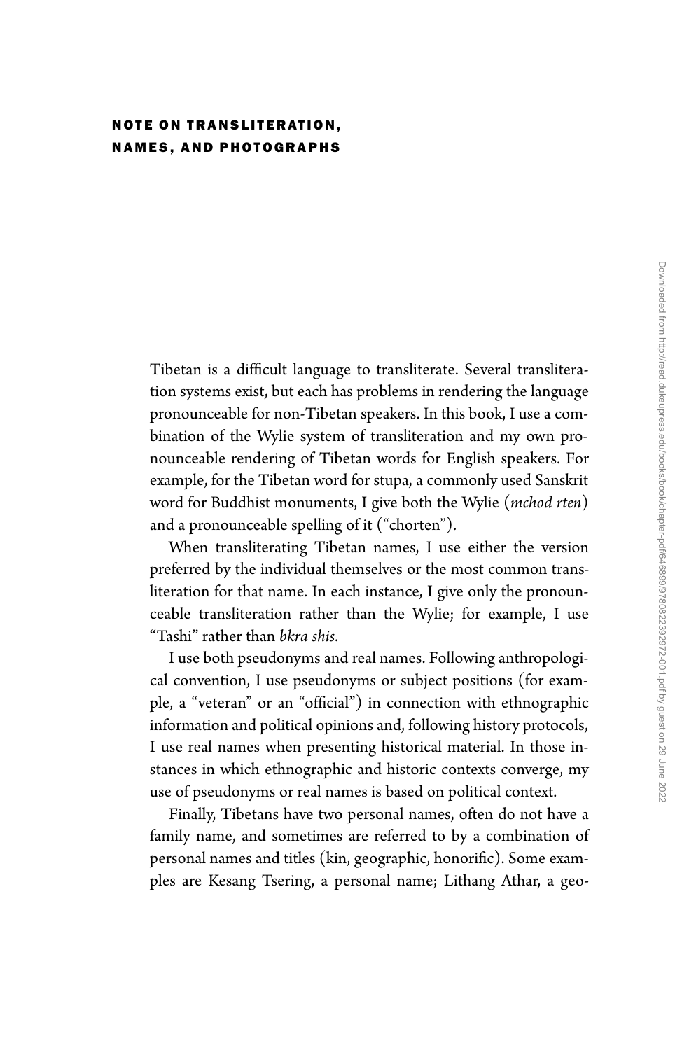# NOTE ON TRANSLITERATION, NAMES, AND PHOTOGRAPHS

Tibetan is a difficult language to transliterate. Several transliteration systems exist, but each has problems in rendering the language pronounceable for non-Tibetan speakers. In this book, I use a combination of the Wylie system of transliteration and my own pronounceable rendering of Tibetan words for English speakers. For example, for the Tibetan word for stupa, a commonly used Sanskrit word for Buddhist monuments, I give both the Wylie (*mchod rten*) and a pronounceable spelling of it ("chorten").

When transliterating Tibetan names, I use either the version preferred by the individual themselves or the most common transliteration for that name. In each instance, I give only the pronounceable transliteration rather than the Wylie; for example, I use "Tashi" rather than *bkra shis*.

I use both pseudonyms and real names. Following anthropological convention, I use pseudonyms or subject positions (for example, a "veteran" or an "official") in connection with ethnographic information and political opinions and, following history protocols, I use real names when presenting historical material. In those instances in which ethnographic and historic contexts converge, my use of pseudonyms or real names is based on political context.

Finally, Tibetans have two personal names, often do not have a family name, and sometimes are referred to by a combination of personal names and titles (kin, geographic, honorific). Some examples are Kesang Tsering, a personal name; Lithang Athar, a geo-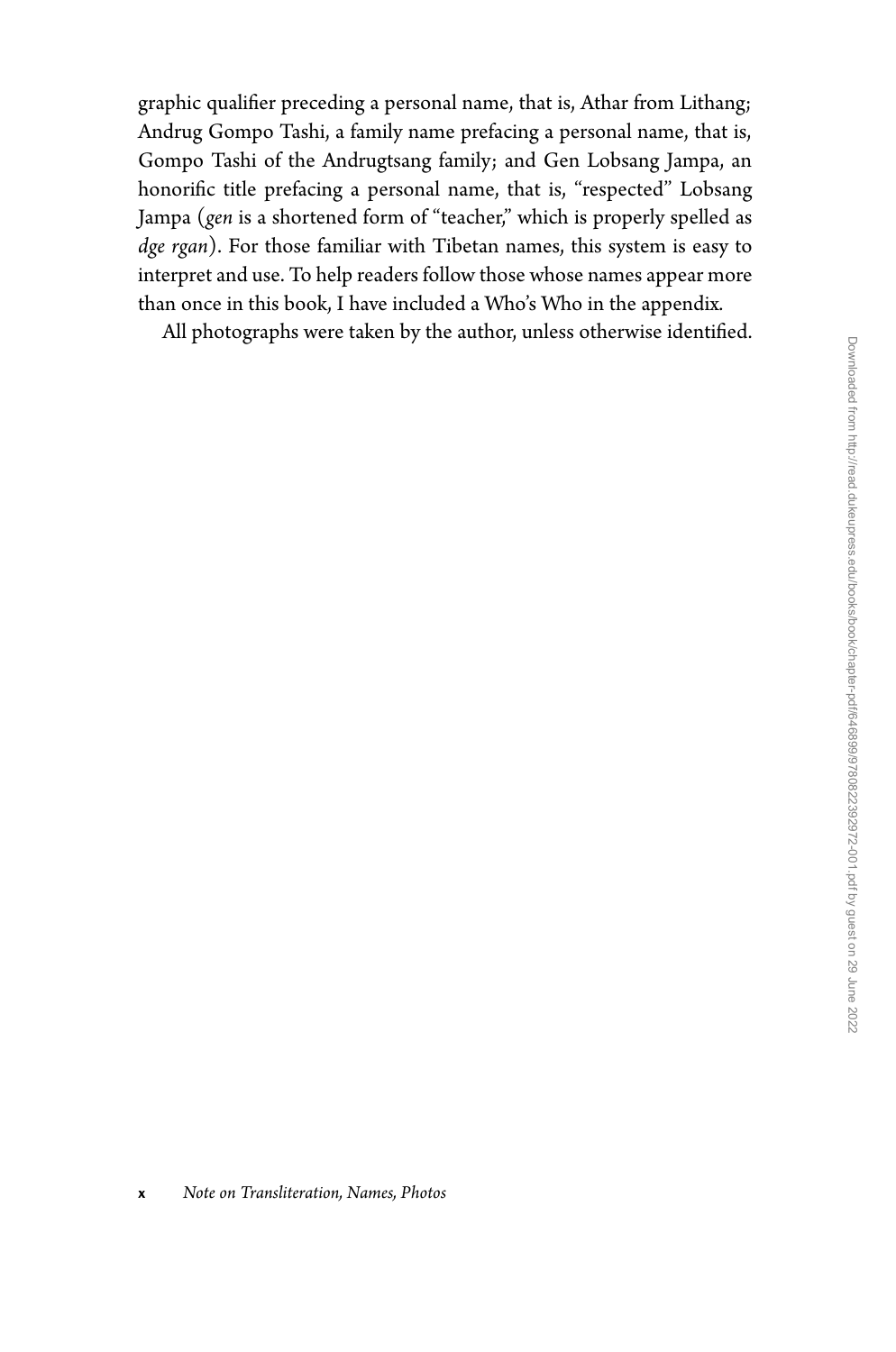graphic qualifier preceding a personal name, that is, Athar from Lithang; Andrug Gompo Tashi, a family name prefacing a personal name, that is, Gompo Tashi of the Andrugtsang family; and Gen Lobsang Jampa, an honorific title prefacing a personal name, that is, "respected" Lobsang Jampa (*gen* is a shortened form of "teacher," which is properly spelled as *dge rgan*). For those familiar with Tibetan names, this system is easy to interpret and use. To help readers follow those whose names appear more than once in this book, I have included a Who's Who in the appendix.

All photographs were taken by the author, unless otherwise identified.